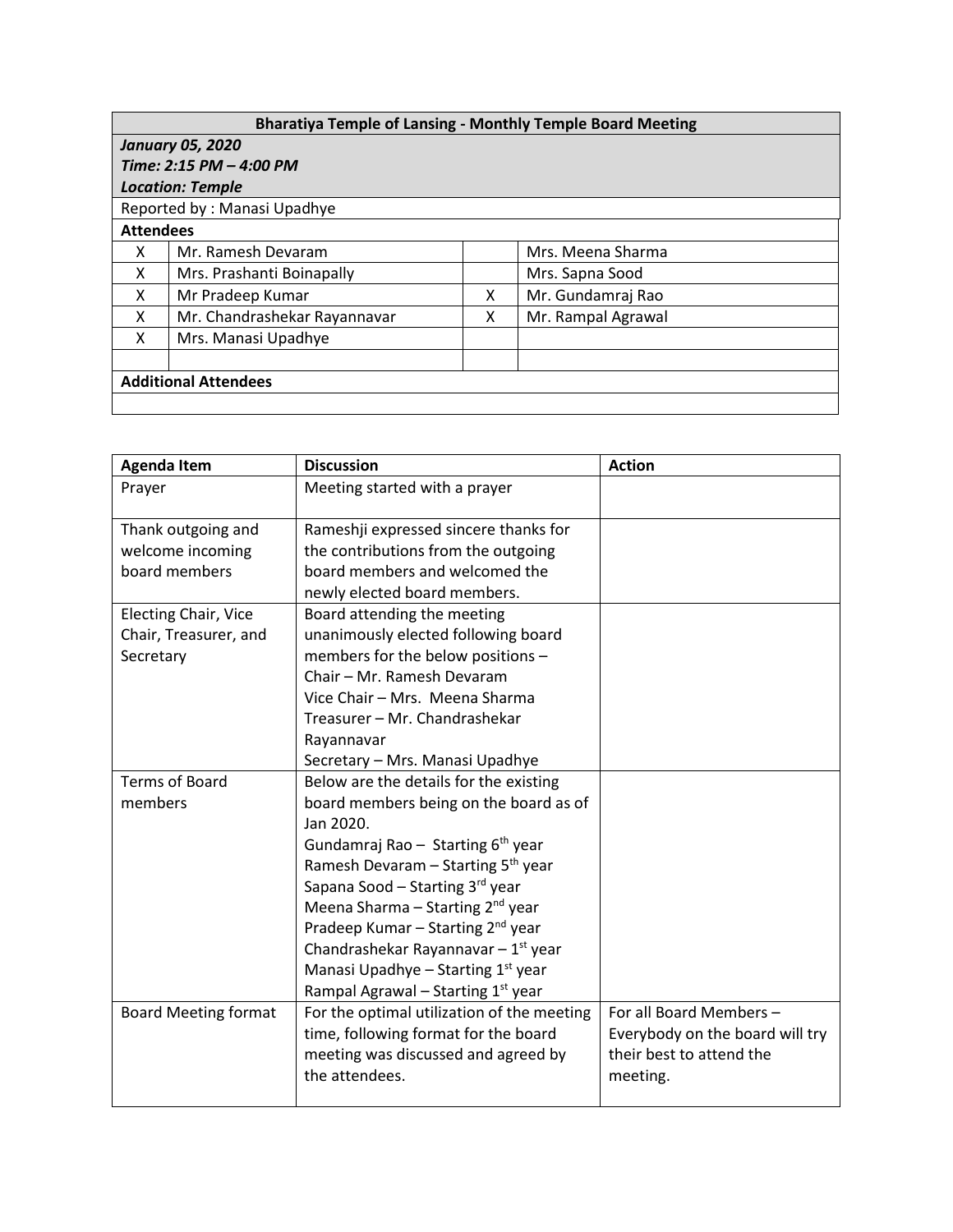| Bharatiya Temple of Lansing - Monthly Temple Board Meeting | | | |
|---|---|---|---|
| ***January 05, 2020*** <br> ***Time: 2:15 PM – 4:00 PM*** <br> ***Location: Temple*** | | | |
| Reported by : Manasi Upadhye | | | |
| **Attendees** | | | |
| X | Mr. Ramesh Devaram | | Mrs. Meena Sharma |
| X | Mrs. Prashanti Boinapally | | Mrs. Sapna Sood |
| X | Mr Pradeep Kumar | X | Mr. Gundamraj Rao |
| X | Mr. Chandrashekar Rayannavar | X | Mr. Rampal Agrawal |
| X | Mrs. Manasi Upadhye | | |
| | | | |
| **Additional Attendees** | | | |
| | | | |

| Agenda Item | Discussion | Action |
|---|---|---|
| Prayer | Meeting started with a prayer | |
| Thank outgoing and welcome incoming board members | Rameshji expressed sincere thanks for the contributions from the outgoing board members and welcomed the newly elected board members. | |
| Electing Chair, Vice Chair, Treasurer, and Secretary | Board attending the meeting unanimously elected following board members for the below positions – <br> Chair – Mr. Ramesh Devaram <br> Vice Chair – Mrs. Meena Sharma <br> Treasurer – Mr. Chandrashekar Rayannavar <br> Secretary – Mrs. Manasi Upadhye | |
| Terms of Board members | Below are the details for the existing board members being on the board as of Jan 2020. <br> Gundamraj Rao – Starting 6th year <br> Ramesh Devaram – Starting 5th year <br> Sapana Sood – Starting 3rd year <br> Meena Sharma – Starting 2nd year <br> Pradeep Kumar – Starting 2nd year <br> Chandrashekar Rayannavar – 1st year <br> Manasi Upadhye – Starting 1st year <br> Rampal Agrawal – Starting 1st year | |
| Board Meeting format | For the optimal utilization of the meeting time, following format for the board meeting was discussed and agreed by the attendees. | For all Board Members – Everybody on the board will try their best to attend the meeting. |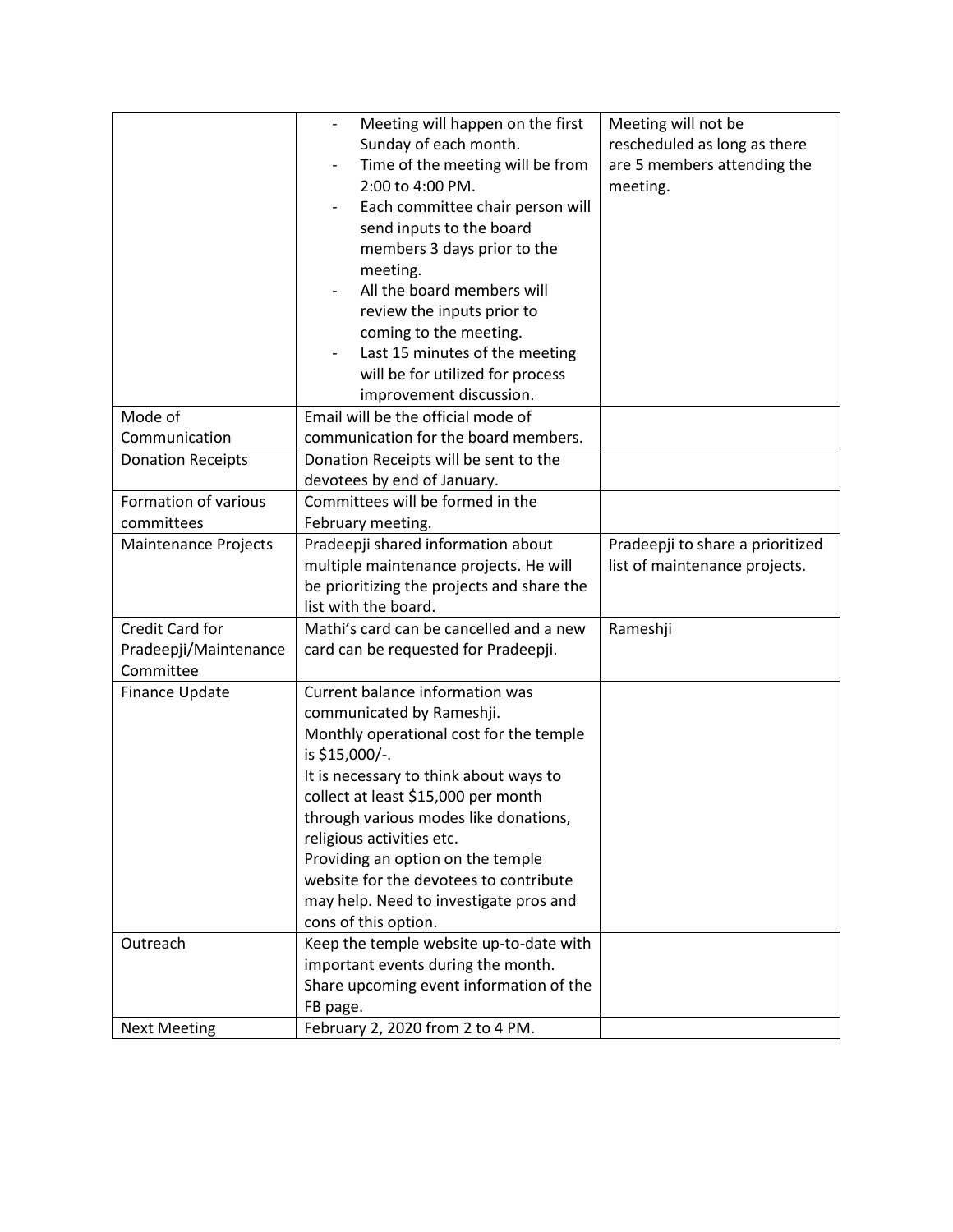| | | |
|---|---|---|
| | - Meeting will happen on the first Sunday of each month.<br>- Time of the meeting will be from 2:00 to 4:00 PM.<br>- Each committee chair person will send inputs to the board members 3 days prior to the meeting.<br>- All the board members will review the inputs prior to coming to the meeting.<br>- Last 15 minutes of the meeting will be for utilized for process improvement discussion. | Meeting will not be rescheduled as long as there are 5 members attending the meeting. |
| Mode of Communication | Email will be the official mode of communication for the board members. | |
| Donation Receipts | Donation Receipts will be sent to the devotees by end of January. | |
| Formation of various committees | Committees will be formed in the February meeting. | |
| Maintenance Projects | Pradeepji shared information about multiple maintenance projects. He will be prioritizing the projects and share the list with the board. | Pradeepji to share a prioritized list of maintenance projects. |
| Credit Card for Pradeepji/Maintenance Committee | Mathi's card can be cancelled and a new card can be requested for Pradeepji. | Rameshji |
| Finance Update | Current balance information was communicated by Rameshji.<br>Monthly operational cost for the temple is $15,000/-.<br>It is necessary to think about ways to collect at least $15,000 per month through various modes like donations, religious activities etc.<br>Providing an option on the temple website for the devotees to contribute may help. Need to investigate pros and cons of this option. | |
| Outreach | Keep the temple website up-to-date with important events during the month.<br>Share upcoming event information of the FB page. | |
| Next Meeting | February 2, 2020 from 2 to 4 PM. | |